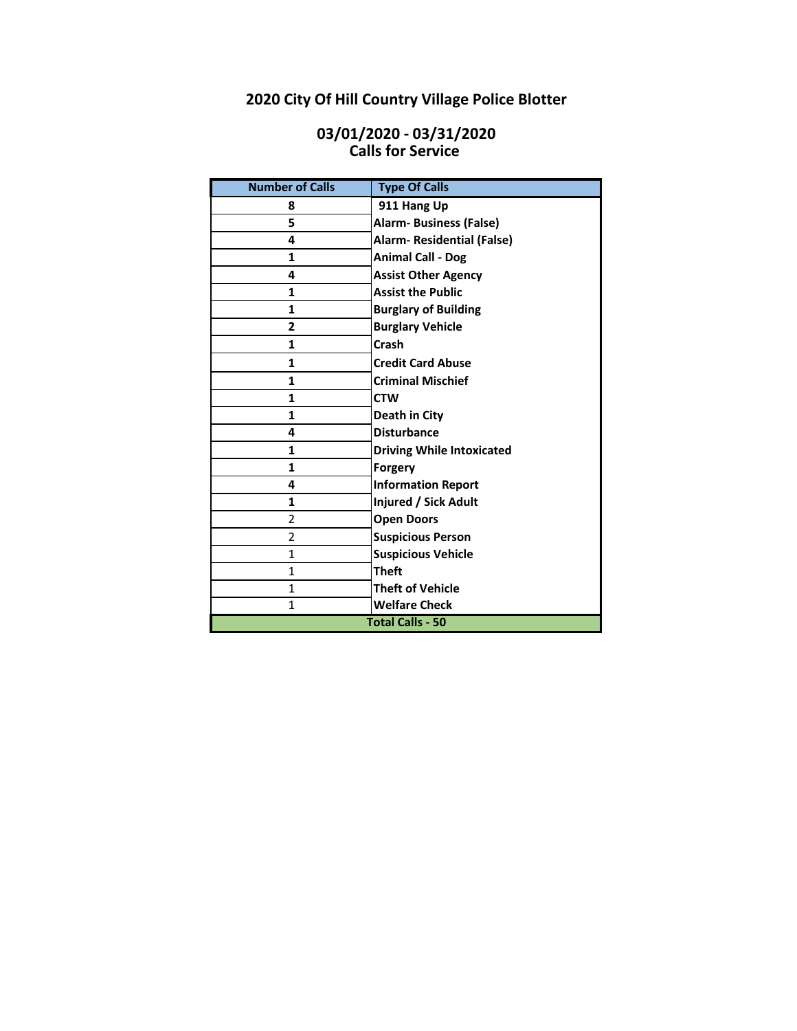# 2020 City Of Hill Country Village Police Blotter

## 03/01/2020 - 03/31/2020
## Calls for Service

| Number of Calls | Type Of Calls |
|---|---|
| 8 | 911 Hang Up |
| 5 | Alarm- Business (False) |
| 4 | Alarm- Residential (False) |
| 1 | Animal Call - Dog |
| 4 | Assist Other Agency |
| 1 | Assist the Public |
| 1 | Burglary of Building |
| 2 | Burglary Vehicle |
| 1 | Crash |
| 1 | Credit Card Abuse |
| 1 | Criminal Mischief |
| 1 | CTW |
| 1 | Death in City |
| 4 | Disturbance |
| 1 | Driving While Intoxicated |
| 1 | Forgery |
| 4 | Information Report |
| 1 | Injured / Sick Adult |
| 2 | Open Doors |
| 2 | Suspicious Person |
| 1 | Suspicious Vehicle |
| 1 | Theft |
| 1 | Theft of Vehicle |
| 1 | Welfare Check |
| **Total Calls - 50** | |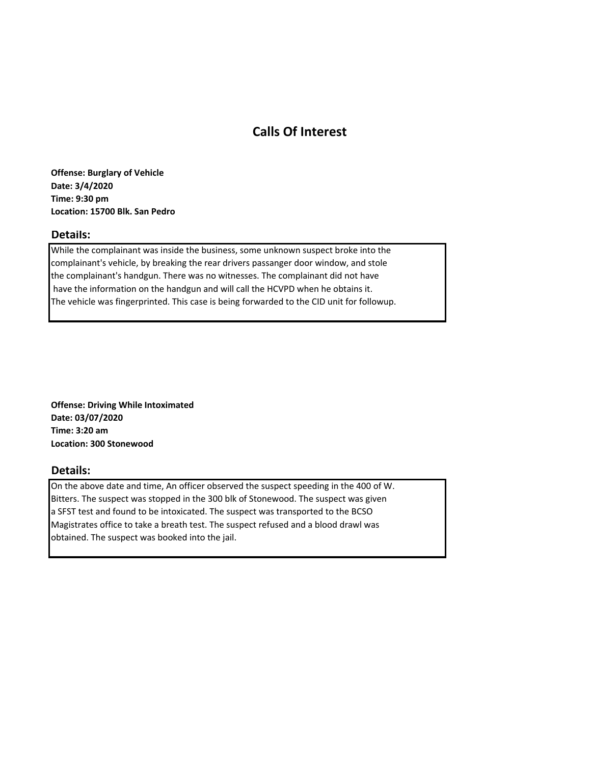# Calls Of Interest

**Offense: Burglary of Vehicle**
**Date: 3/4/2020**
**Time: 9:30 pm**
**Location: 15700 Blk. San Pedro**

## Details:

While the complainant was inside the business, some unknown suspect broke into the complainant's vehicle, by breaking the rear drivers passanger door window, and stole the complainant's handgun. There was no witnesses. The complainant did not have have the information on the handgun and will call the HCVPD when he obtains it. The vehicle was fingerprinted. This case is being forwarded to the CID unit for followup.

**Offense: Driving While Intoximated**
**Date: 03/07/2020**
**Time: 3:20 am**
**Location: 300 Stonewood**

## Details:

On the above date and time, An officer observed the suspect speeding in the 400 of W. Bitters. The suspect was stopped in the 300 blk of Stonewood. The suspect was given a SFST test and found to be intoxicated. The suspect was transported to the BCSO Magistrates office to take a breath test. The suspect refused and a blood drawl was obtained. The suspect was booked into the jail.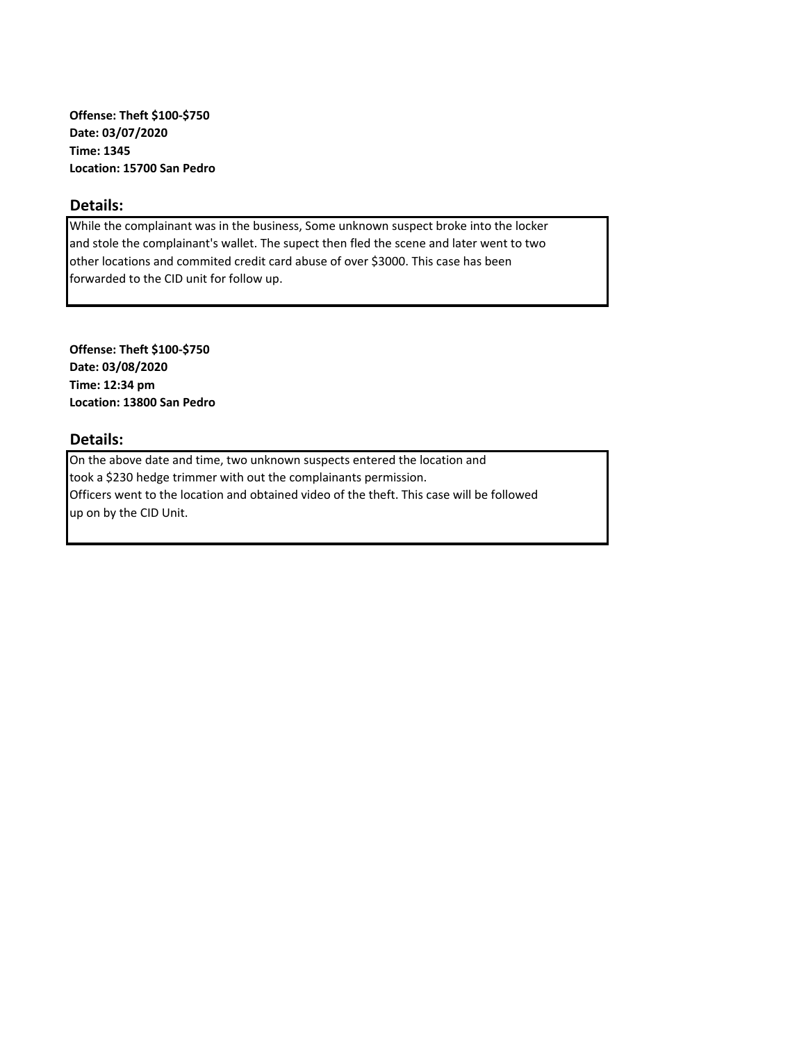**Offense: Theft $100-$750**
**Date: 03/07/2020**
**Time: 1345**
**Location: 15700 San Pedro**

## Details:

While the complainant was in the business, Some unknown suspect broke into the locker and stole the complainant's wallet. The supect then fled the scene and later went to two other locations and commited credit card abuse of over $3000. This case has been forwarded to the CID unit for follow up.

**Offense: Theft $100-$750**
**Date: 03/08/2020**
**Time: 12:34 pm**
**Location: 13800 San Pedro**

## Details:

On the above date and time, two unknown suspects entered the location and took a $230 hedge trimmer with out the complainants permission. Officers went to the location and obtained video of the theft. This case will be followed up on by the CID Unit.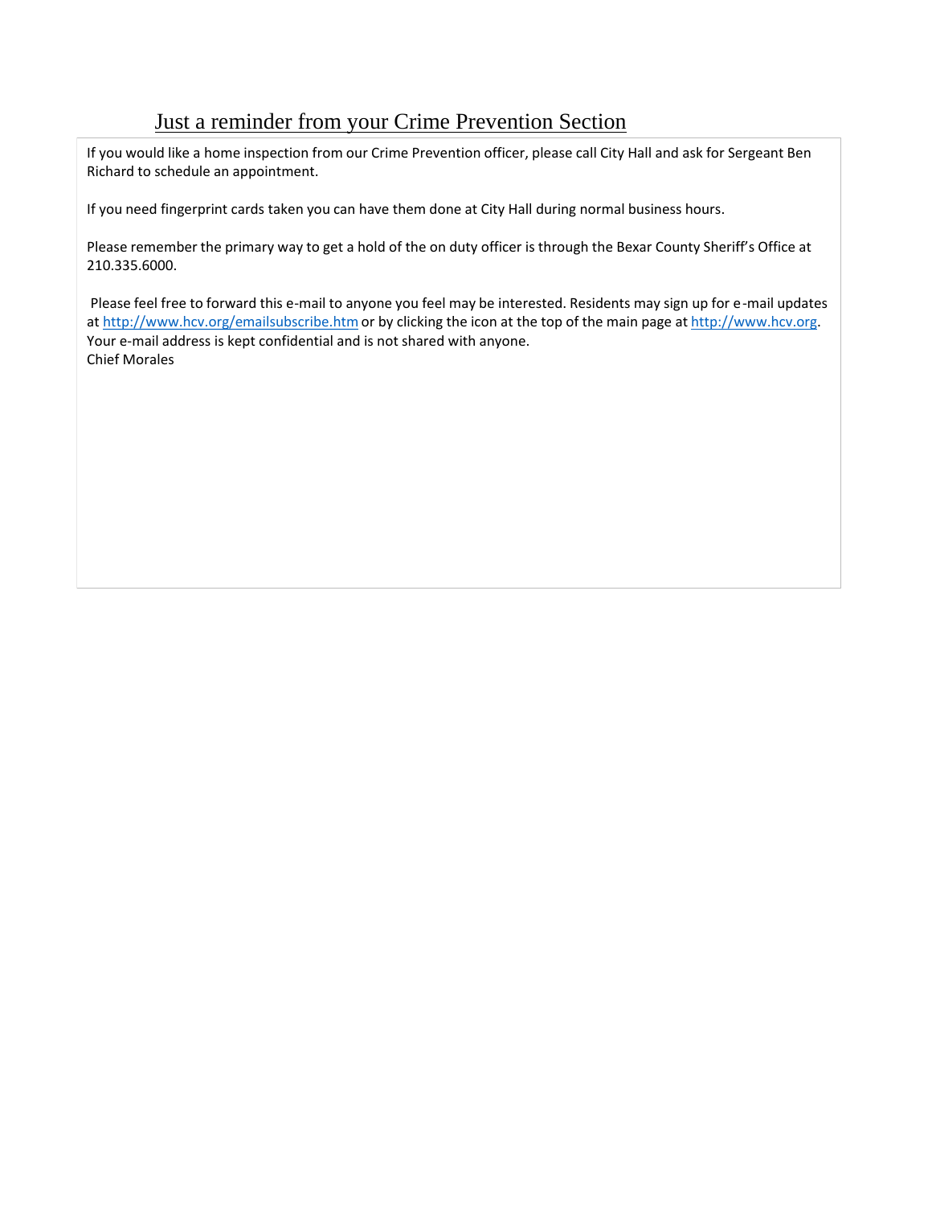## Just a reminder from your Crime Prevention Section

If you would like a home inspection from our Crime Prevention officer, please call City Hall and ask for Sergeant Ben Richard to schedule an appointment.

If you need fingerprint cards taken you can have them done at City Hall during normal business hours.

Please remember the primary way to get a hold of the on duty officer is through the Bexar County Sheriff's Office at 210.335.6000.

Please feel free to forward this e-mail to anyone you feel may be interested. Residents may sign up for e-mail updates at http://www.hcv.org/emailsubscribe.htm or by clicking the icon at the top of the main page at http://www.hcv.org. Your e-mail address is kept confidential and is not shared with anyone.
Chief Morales